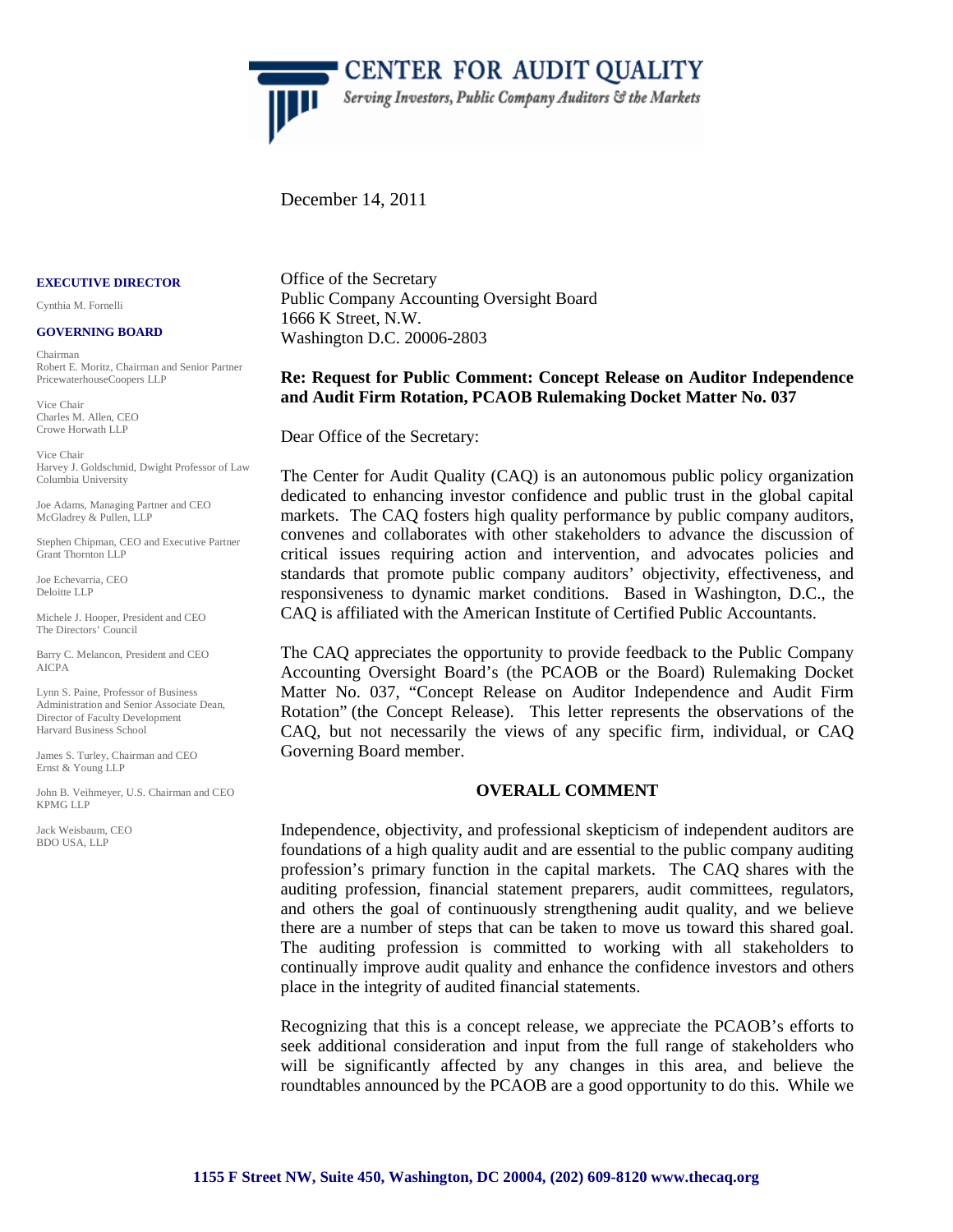# CENTER FOR AUDIT QUALITY

*Serving Investors, Public Company Auditors & the Markets*

December 14, 2011

**EXECUTIVE DIRECTOR**

Cynthia M. Fornelli

**GOVERNING BOARD**

Chairman
Robert E. Moritz, Chairman and Senior Partner
PricewaterhouseCoopers LLP

Vice Chair
Charles M. Allen, CEO
Crowe Horwath LLP

Vice Chair
Harvey J. Goldschmid, Dwight Professor of Law
Columbia University

Joe Adams, Managing Partner and CEO
McGladrey & Pullen, LLP

Stephen Chipman, CEO and Executive Partner
Grant Thornton LLP

Joe Echevarria, CEO
Deloitte LLP

Michele J. Hooper, President and CEO
The Directors' Council

Barry C. Melancon, President and CEO
AICPA

Lynn S. Paine, Professor of Business Administration and Senior Associate Dean, Director of Faculty Development
Harvard Business School

James S. Turley, Chairman and CEO
Ernst & Young LLP

John B. Veihmeyer, U.S. Chairman and CEO
KPMG LLP

Jack Weisbaum, CEO
BDO USA, LLP

Office of the Secretary
Public Company Accounting Oversight Board
1666 K Street, N.W.
Washington D.C. 20006-2803

**Re: Request for Public Comment: Concept Release on Auditor Independence and Audit Firm Rotation, PCAOB Rulemaking Docket Matter No. 037**

Dear Office of the Secretary:

The Center for Audit Quality (CAQ) is an autonomous public policy organization dedicated to enhancing investor confidence and public trust in the global capital markets. The CAQ fosters high quality performance by public company auditors, convenes and collaborates with other stakeholders to advance the discussion of critical issues requiring action and intervention, and advocates policies and standards that promote public company auditors' objectivity, effectiveness, and responsiveness to dynamic market conditions. Based in Washington, D.C., the CAQ is affiliated with the American Institute of Certified Public Accountants.

The CAQ appreciates the opportunity to provide feedback to the Public Company Accounting Oversight Board's (the PCAOB or the Board) Rulemaking Docket Matter No. 037, "Concept Release on Auditor Independence and Audit Firm Rotation" (the Concept Release). This letter represents the observations of the CAQ, but not necessarily the views of any specific firm, individual, or CAQ Governing Board member.

## OVERALL COMMENT

Independence, objectivity, and professional skepticism of independent auditors are foundations of a high quality audit and are essential to the public company auditing profession's primary function in the capital markets. The CAQ shares with the auditing profession, financial statement preparers, audit committees, regulators, and others the goal of continuously strengthening audit quality, and we believe there are a number of steps that can be taken to move us toward this shared goal. The auditing profession is committed to working with all stakeholders to continually improve audit quality and enhance the confidence investors and others place in the integrity of audited financial statements.

Recognizing that this is a concept release, we appreciate the PCAOB's efforts to seek additional consideration and input from the full range of stakeholders who will be significantly affected by any changes in this area, and believe the roundtables announced by the PCAOB are a good opportunity to do this. While we

1155 F Street NW, Suite 450, Washington, DC 20004, (202) 609-8120 www.thecaq.org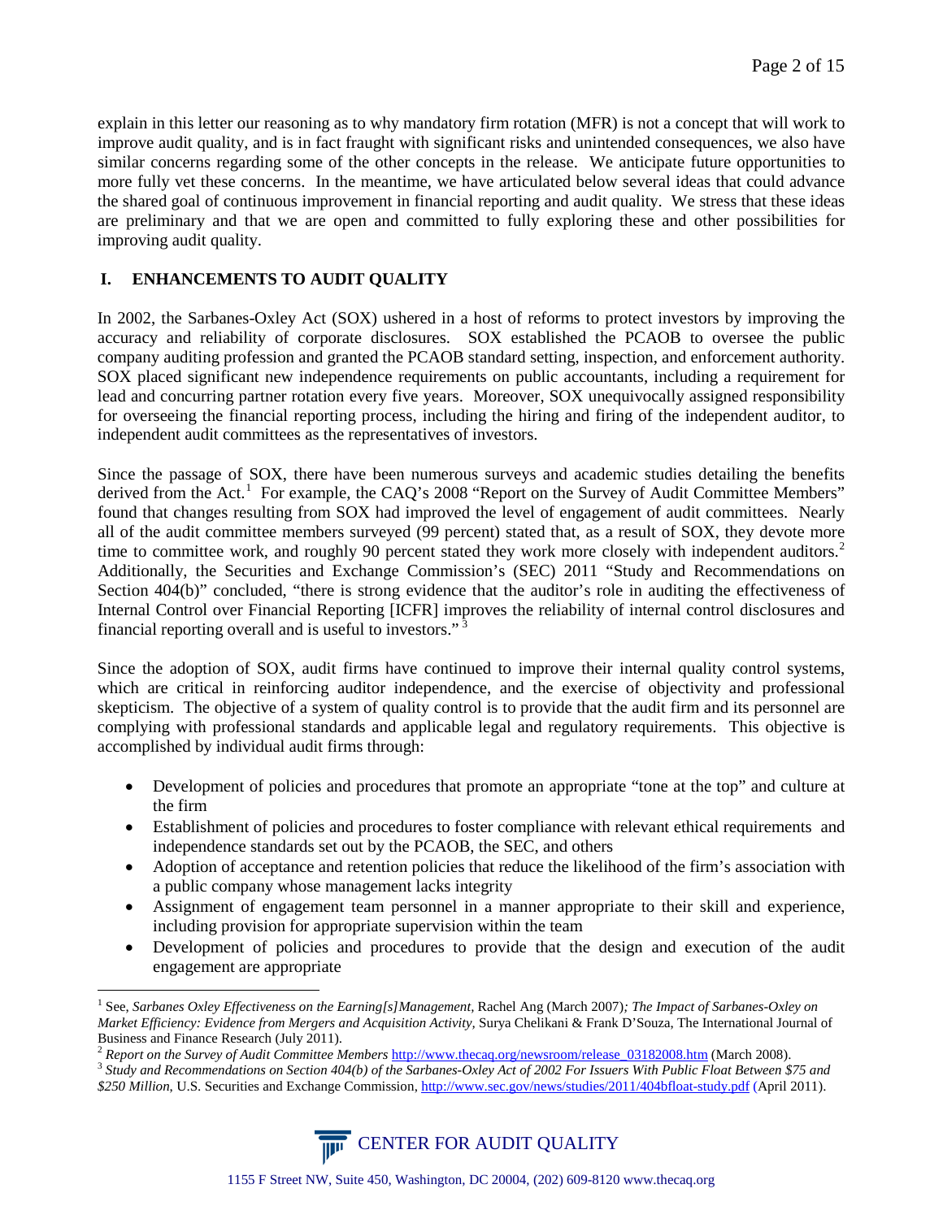explain in this letter our reasoning as to why mandatory firm rotation (MFR) is not a concept that will work to improve audit quality, and is in fact fraught with significant risks and unintended consequences, we also have similar concerns regarding some of the other concepts in the release. We anticipate future opportunities to more fully vet these concerns. In the meantime, we have articulated below several ideas that could advance the shared goal of continuous improvement in financial reporting and audit quality. We stress that these ideas are preliminary and that we are open and committed to fully exploring these and other possibilities for improving audit quality.

## I. ENHANCEMENTS TO AUDIT QUALITY

In 2002, the Sarbanes-Oxley Act (SOX) ushered in a host of reforms to protect investors by improving the accuracy and reliability of corporate disclosures. SOX established the PCAOB to oversee the public company auditing profession and granted the PCAOB standard setting, inspection, and enforcement authority. SOX placed significant new independence requirements on public accountants, including a requirement for lead and concurring partner rotation every five years. Moreover, SOX unequivocally assigned responsibility for overseeing the financial reporting process, including the hiring and firing of the independent auditor, to independent audit committees as the representatives of investors.

Since the passage of SOX, there have been numerous surveys and academic studies detailing the benefits derived from the Act.[1] For example, the CAQ's 2008 "Report on the Survey of Audit Committee Members" found that changes resulting from SOX had improved the level of engagement of audit committees. Nearly all of the audit committee members surveyed (99 percent) stated that, as a result of SOX, they devote more time to committee work, and roughly 90 percent stated they work more closely with independent auditors.[2] Additionally, the Securities and Exchange Commission's (SEC) 2011 "Study and Recommendations on Section 404(b)" concluded, "there is strong evidence that the auditor's role in auditing the effectiveness of Internal Control over Financial Reporting [ICFR] improves the reliability of internal control disclosures and financial reporting overall and is useful to investors."[3]

Since the adoption of SOX, audit firms have continued to improve their internal quality control systems, which are critical in reinforcing auditor independence, and the exercise of objectivity and professional skepticism. The objective of a system of quality control is to provide that the audit firm and its personnel are complying with professional standards and applicable legal and regulatory requirements. This objective is accomplished by individual audit firms through:

- Development of policies and procedures that promote an appropriate "tone at the top" and culture at the firm
- Establishment of policies and procedures to foster compliance with relevant ethical requirements and independence standards set out by the PCAOB, the SEC, and others
- Adoption of acceptance and retention policies that reduce the likelihood of the firm's association with a public company whose management lacks integrity
- Assignment of engagement team personnel in a manner appropriate to their skill and experience, including provision for appropriate supervision within the team
- Development of policies and procedures to provide that the design and execution of the audit engagement are appropriate

---

[1] See, *Sarbanes Oxley Effectiveness on the Earning[s]Management*, Rachel Ang (March 2007); *The Impact of Sarbanes-Oxley on Market Efficiency: Evidence from Mergers and Acquisition Activity*, Surya Chelikani & Frank D'Souza, The International Journal of Business and Finance Research (July 2011).

[2] *Report on the Survey of Audit Committee Members* http://www.thecaq.org/newsroom/release_03182008.htm (March 2008).

[3] *Study and Recommendations on Section 404(b) of the Sarbanes-Oxley Act of 2002 For Issuers With Public Float Between $75 and $250 Million*, U.S. Securities and Exchange Commission, http://www.sec.gov/news/studies/2011/404bfloat-study.pdf (April 2011).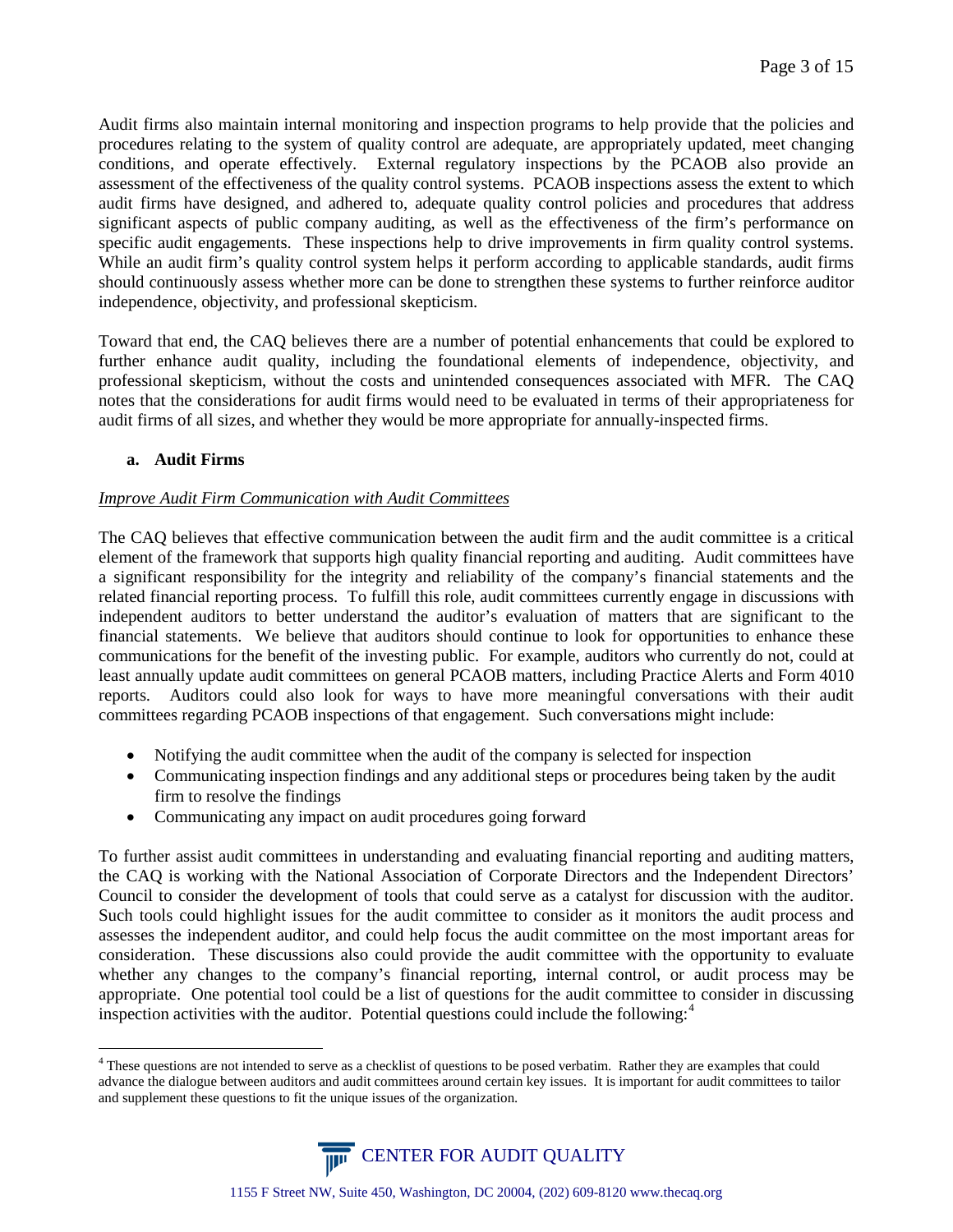Audit firms also maintain internal monitoring and inspection programs to help provide that the policies and procedures relating to the system of quality control are adequate, are appropriately updated, meet changing conditions, and operate effectively. External regulatory inspections by the PCAOB also provide an assessment of the effectiveness of the quality control systems. PCAOB inspections assess the extent to which audit firms have designed, and adhered to, adequate quality control policies and procedures that address significant aspects of public company auditing, as well as the effectiveness of the firm's performance on specific audit engagements. These inspections help to drive improvements in firm quality control systems. While an audit firm's quality control system helps it perform according to applicable standards, audit firms should continuously assess whether more can be done to strengthen these systems to further reinforce auditor independence, objectivity, and professional skepticism.

Toward that end, the CAQ believes there are a number of potential enhancements that could be explored to further enhance audit quality, including the foundational elements of independence, objectivity, and professional skepticism, without the costs and unintended consequences associated with MFR. The CAQ notes that the considerations for audit firms would need to be evaluated in terms of their appropriateness for audit firms of all sizes, and whether they would be more appropriate for annually-inspected firms.

### a. Audit Firms

*Improve Audit Firm Communication with Audit Committees*

The CAQ believes that effective communication between the audit firm and the audit committee is a critical element of the framework that supports high quality financial reporting and auditing. Audit committees have a significant responsibility for the integrity and reliability of the company's financial statements and the related financial reporting process. To fulfill this role, audit committees currently engage in discussions with independent auditors to better understand the auditor's evaluation of matters that are significant to the financial statements. We believe that auditors should continue to look for opportunities to enhance these communications for the benefit of the investing public. For example, auditors who currently do not, could at least annually update audit committees on general PCAOB matters, including Practice Alerts and Form 4010 reports. Auditors could also look for ways to have more meaningful conversations with their audit committees regarding PCAOB inspections of that engagement. Such conversations might include:

- Notifying the audit committee when the audit of the company is selected for inspection
- Communicating inspection findings and any additional steps or procedures being taken by the audit firm to resolve the findings
- Communicating any impact on audit procedures going forward

To further assist audit committees in understanding and evaluating financial reporting and auditing matters, the CAQ is working with the National Association of Corporate Directors and the Independent Directors' Council to consider the development of tools that could serve as a catalyst for discussion with the auditor. Such tools could highlight issues for the audit committee to consider as it monitors the audit process and assesses the independent auditor, and could help focus the audit committee on the most important areas for consideration. These discussions also could provide the audit committee with the opportunity to evaluate whether any changes to the company's financial reporting, internal control, or audit process may be appropriate. One potential tool could be a list of questions for the audit committee to consider in discussing inspection activities with the auditor. Potential questions could include the following:[4]

[4] These questions are not intended to serve as a checklist of questions to be posed verbatim. Rather they are examples that could advance the dialogue between auditors and audit committees around certain key issues. It is important for audit committees to tailor and supplement these questions to fit the unique issues of the organization.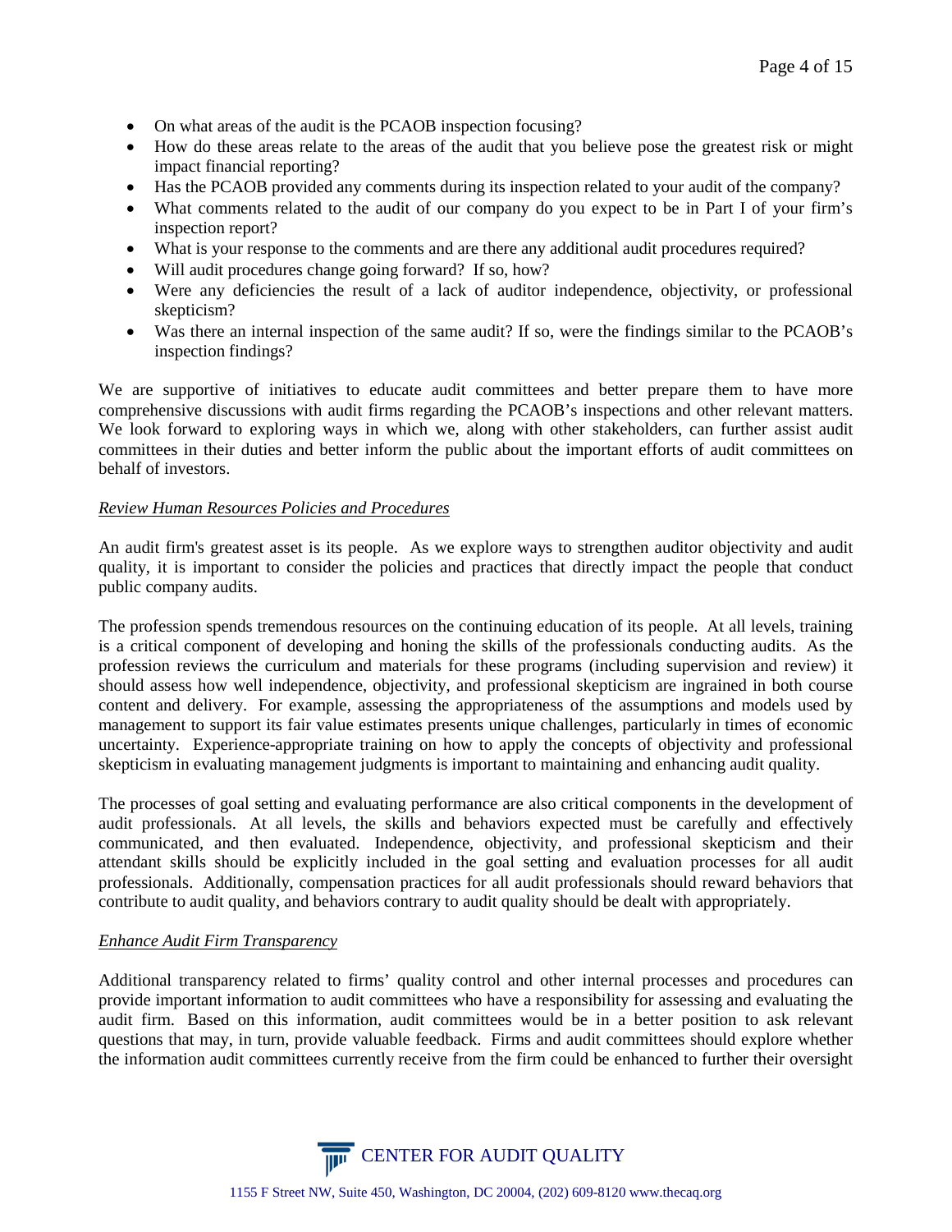- On what areas of the audit is the PCAOB inspection focusing?
- How do these areas relate to the areas of the audit that you believe pose the greatest risk or might impact financial reporting?
- Has the PCAOB provided any comments during its inspection related to your audit of the company?
- What comments related to the audit of our company do you expect to be in Part I of your firm's inspection report?
- What is your response to the comments and are there any additional audit procedures required?
- Will audit procedures change going forward? If so, how?
- Were any deficiencies the result of a lack of auditor independence, objectivity, or professional skepticism?
- Was there an internal inspection of the same audit? If so, were the findings similar to the PCAOB's inspection findings?

We are supportive of initiatives to educate audit committees and better prepare them to have more comprehensive discussions with audit firms regarding the PCAOB's inspections and other relevant matters. We look forward to exploring ways in which we, along with other stakeholders, can further assist audit committees in their duties and better inform the public about the important efforts of audit committees on behalf of investors.

*Review Human Resources Policies and Procedures*

An audit firm's greatest asset is its people. As we explore ways to strengthen auditor objectivity and audit quality, it is important to consider the policies and practices that directly impact the people that conduct public company audits.

The profession spends tremendous resources on the continuing education of its people. At all levels, training is a critical component of developing and honing the skills of the professionals conducting audits. As the profession reviews the curriculum and materials for these programs (including supervision and review) it should assess how well independence, objectivity, and professional skepticism are ingrained in both course content and delivery. For example, assessing the appropriateness of the assumptions and models used by management to support its fair value estimates presents unique challenges, particularly in times of economic uncertainty. Experience-appropriate training on how to apply the concepts of objectivity and professional skepticism in evaluating management judgments is important to maintaining and enhancing audit quality.

The processes of goal setting and evaluating performance are also critical components in the development of audit professionals. At all levels, the skills and behaviors expected must be carefully and effectively communicated, and then evaluated. Independence, objectivity, and professional skepticism and their attendant skills should be explicitly included in the goal setting and evaluation processes for all audit professionals. Additionally, compensation practices for all audit professionals should reward behaviors that contribute to audit quality, and behaviors contrary to audit quality should be dealt with appropriately.

*Enhance Audit Firm Transparency*

Additional transparency related to firms' quality control and other internal processes and procedures can provide important information to audit committees who have a responsibility for assessing and evaluating the audit firm. Based on this information, audit committees would be in a better position to ask relevant questions that may, in turn, provide valuable feedback. Firms and audit committees should explore whether the information audit committees currently receive from the firm could be enhanced to further their oversight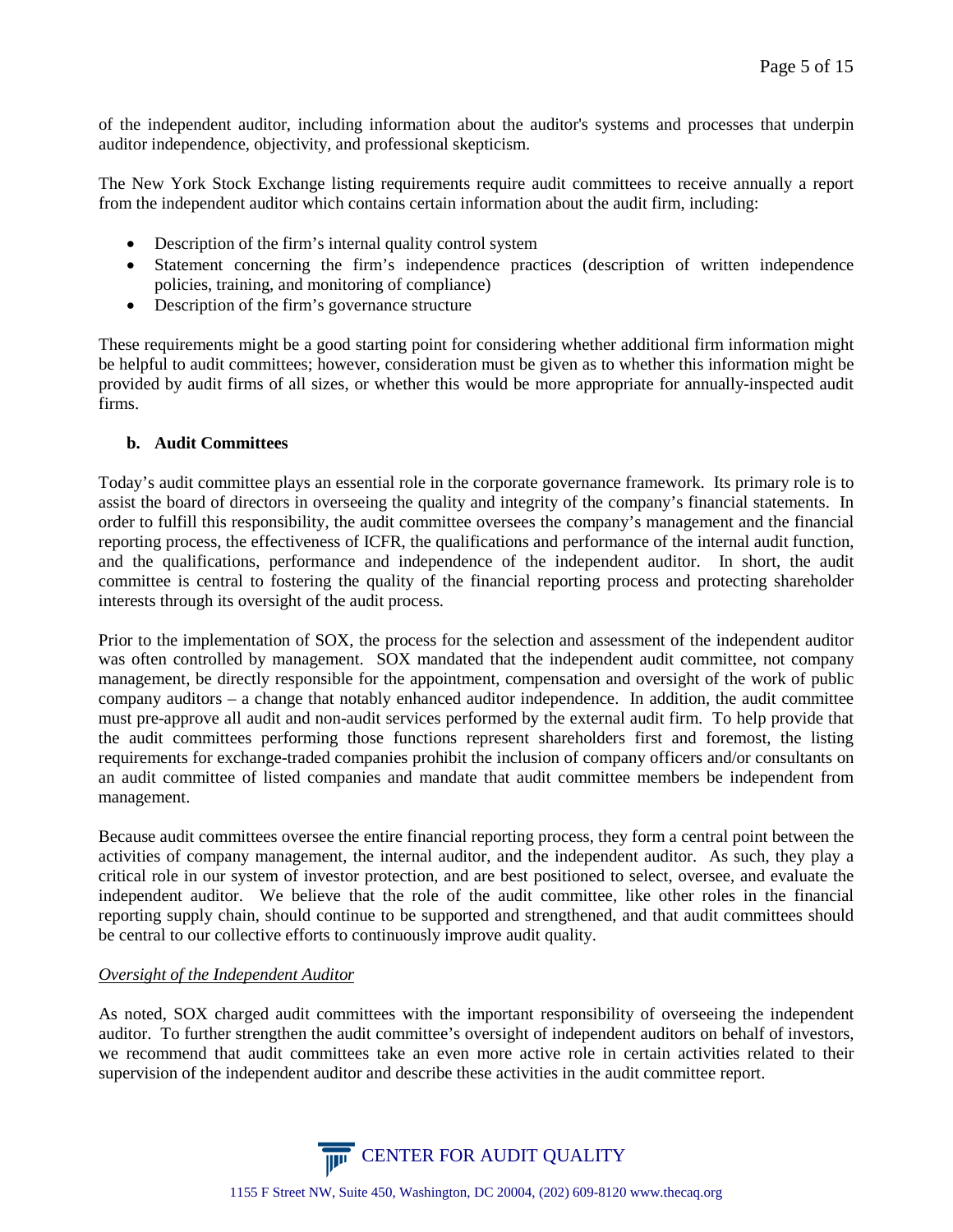of the independent auditor, including information about the auditor's systems and processes that underpin auditor independence, objectivity, and professional skepticism.

The New York Stock Exchange listing requirements require audit committees to receive annually a report from the independent auditor which contains certain information about the audit firm, including:

- Description of the firm's internal quality control system
- Statement concerning the firm's independence practices (description of written independence policies, training, and monitoring of compliance)
- Description of the firm's governance structure

These requirements might be a good starting point for considering whether additional firm information might be helpful to audit committees; however, consideration must be given as to whether this information might be provided by audit firms of all sizes, or whether this would be more appropriate for annually-inspected audit firms.

### b. Audit Committees

Today's audit committee plays an essential role in the corporate governance framework. Its primary role is to assist the board of directors in overseeing the quality and integrity of the company's financial statements. In order to fulfill this responsibility, the audit committee oversees the company's management and the financial reporting process, the effectiveness of ICFR, the qualifications and performance of the internal audit function, and the qualifications, performance and independence of the independent auditor. In short, the audit committee is central to fostering the quality of the financial reporting process and protecting shareholder interests through its oversight of the audit process.

Prior to the implementation of SOX, the process for the selection and assessment of the independent auditor was often controlled by management. SOX mandated that the independent audit committee, not company management, be directly responsible for the appointment, compensation and oversight of the work of public company auditors – a change that notably enhanced auditor independence. In addition, the audit committee must pre-approve all audit and non-audit services performed by the external audit firm. To help provide that the audit committees performing those functions represent shareholders first and foremost, the listing requirements for exchange-traded companies prohibit the inclusion of company officers and/or consultants on an audit committee of listed companies and mandate that audit committee members be independent from management.

Because audit committees oversee the entire financial reporting process, they form a central point between the activities of company management, the internal auditor, and the independent auditor. As such, they play a critical role in our system of investor protection, and are best positioned to select, oversee, and evaluate the independent auditor. We believe that the role of the audit committee, like other roles in the financial reporting supply chain, should continue to be supported and strengthened, and that audit committees should be central to our collective efforts to continuously improve audit quality.

*Oversight of the Independent Auditor*

As noted, SOX charged audit committees with the important responsibility of overseeing the independent auditor. To further strengthen the audit committee's oversight of independent auditors on behalf of investors, we recommend that audit committees take an even more active role in certain activities related to their supervision of the independent auditor and describe these activities in the audit committee report.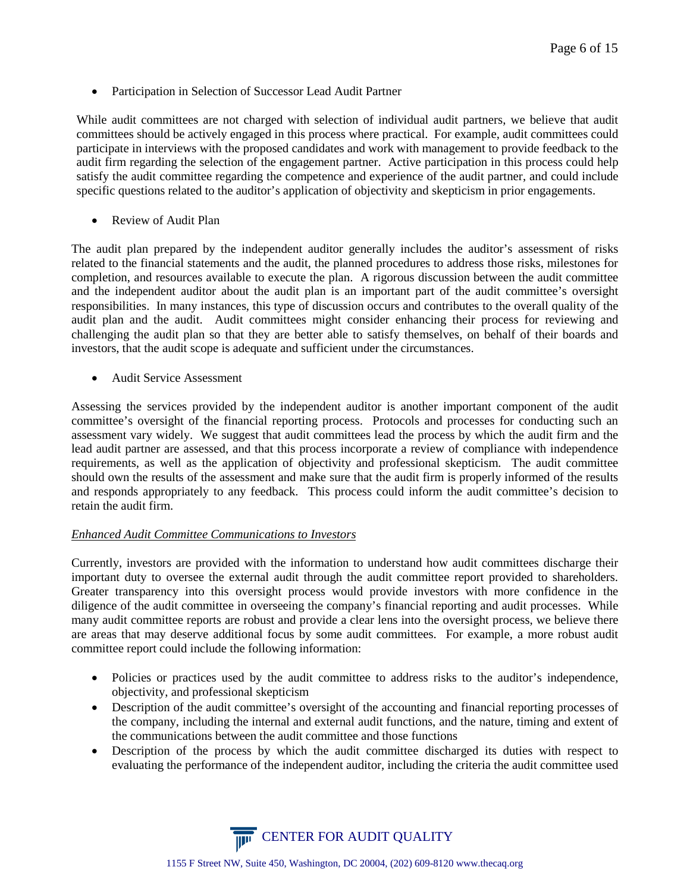- Participation in Selection of Successor Lead Audit Partner

While audit committees are not charged with selection of individual audit partners, we believe that audit committees should be actively engaged in this process where practical. For example, audit committees could participate in interviews with the proposed candidates and work with management to provide feedback to the audit firm regarding the selection of the engagement partner. Active participation in this process could help satisfy the audit committee regarding the competence and experience of the audit partner, and could include specific questions related to the auditor's application of objectivity and skepticism in prior engagements.

- Review of Audit Plan

The audit plan prepared by the independent auditor generally includes the auditor's assessment of risks related to the financial statements and the audit, the planned procedures to address those risks, milestones for completion, and resources available to execute the plan. A rigorous discussion between the audit committee and the independent auditor about the audit plan is an important part of the audit committee's oversight responsibilities. In many instances, this type of discussion occurs and contributes to the overall quality of the audit plan and the audit. Audit committees might consider enhancing their process for reviewing and challenging the audit plan so that they are better able to satisfy themselves, on behalf of their boards and investors, that the audit scope is adequate and sufficient under the circumstances.

- Audit Service Assessment

Assessing the services provided by the independent auditor is another important component of the audit committee's oversight of the financial reporting process. Protocols and processes for conducting such an assessment vary widely. We suggest that audit committees lead the process by which the audit firm and the lead audit partner are assessed, and that this process incorporate a review of compliance with independence requirements, as well as the application of objectivity and professional skepticism. The audit committee should own the results of the assessment and make sure that the audit firm is properly informed of the results and responds appropriately to any feedback. This process could inform the audit committee's decision to retain the audit firm.

*Enhanced Audit Committee Communications to Investors*

Currently, investors are provided with the information to understand how audit committees discharge their important duty to oversee the external audit through the audit committee report provided to shareholders. Greater transparency into this oversight process would provide investors with more confidence in the diligence of the audit committee in overseeing the company's financial reporting and audit processes. While many audit committee reports are robust and provide a clear lens into the oversight process, we believe there are areas that may deserve additional focus by some audit committees. For example, a more robust audit committee report could include the following information:

- Policies or practices used by the audit committee to address risks to the auditor's independence, objectivity, and professional skepticism
- Description of the audit committee's oversight of the accounting and financial reporting processes of the company, including the internal and external audit functions, and the nature, timing and extent of the communications between the audit committee and those functions
- Description of the process by which the audit committee discharged its duties with respect to evaluating the performance of the independent auditor, including the criteria the audit committee used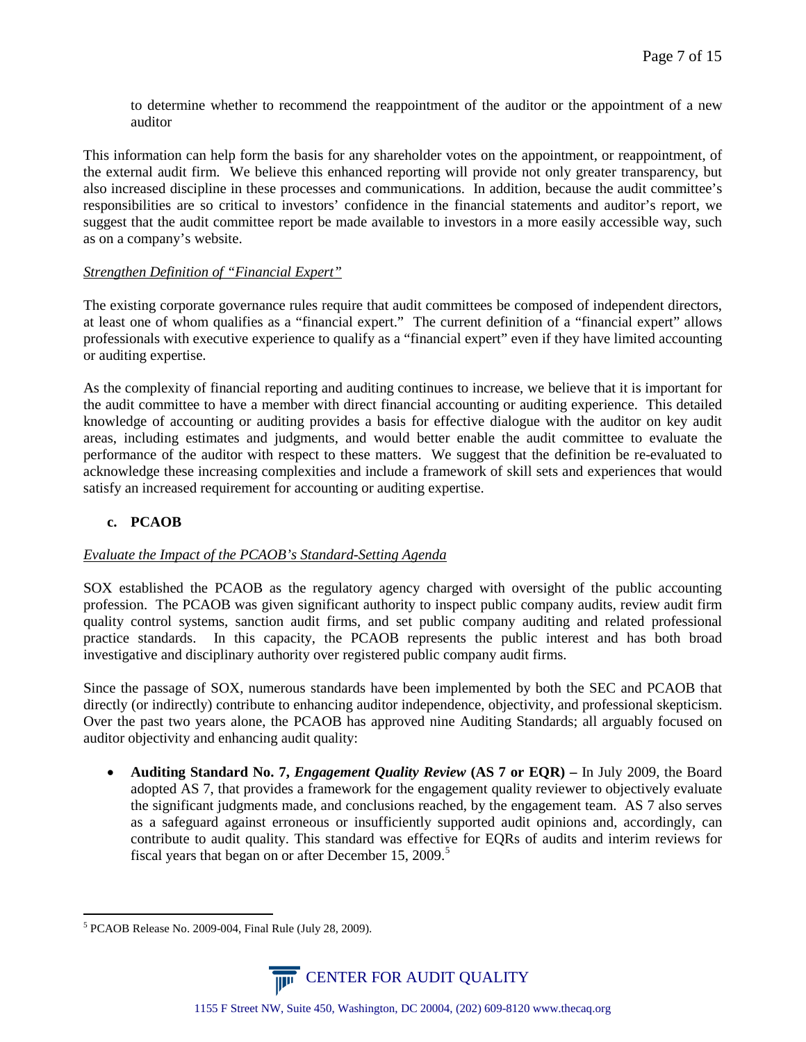to determine whether to recommend the reappointment of the auditor or the appointment of a new auditor

This information can help form the basis for any shareholder votes on the appointment, or reappointment, of the external audit firm. We believe this enhanced reporting will provide not only greater transparency, but also increased discipline in these processes and communications. In addition, because the audit committee's responsibilities are so critical to investors' confidence in the financial statements and auditor's report, we suggest that the audit committee report be made available to investors in a more easily accessible way, such as on a company's website.

*Strengthen Definition of "Financial Expert"*

The existing corporate governance rules require that audit committees be composed of independent directors, at least one of whom qualifies as a "financial expert." The current definition of a "financial expert" allows professionals with executive experience to qualify as a "financial expert" even if they have limited accounting or auditing expertise.

As the complexity of financial reporting and auditing continues to increase, we believe that it is important for the audit committee to have a member with direct financial accounting or auditing experience. This detailed knowledge of accounting or auditing provides a basis for effective dialogue with the auditor on key audit areas, including estimates and judgments, and would better enable the audit committee to evaluate the performance of the auditor with respect to these matters. We suggest that the definition be re-evaluated to acknowledge these increasing complexities and include a framework of skill sets and experiences that would satisfy an increased requirement for accounting or auditing expertise.

### c. PCAOB

*Evaluate the Impact of the PCAOB's Standard-Setting Agenda*

SOX established the PCAOB as the regulatory agency charged with oversight of the public accounting profession. The PCAOB was given significant authority to inspect public company audits, review audit firm quality control systems, sanction audit firms, and set public company auditing and related professional practice standards. In this capacity, the PCAOB represents the public interest and has both broad investigative and disciplinary authority over registered public company audit firms.

Since the passage of SOX, numerous standards have been implemented by both the SEC and PCAOB that directly (or indirectly) contribute to enhancing auditor independence, objectivity, and professional skepticism. Over the past two years alone, the PCAOB has approved nine Auditing Standards; all arguably focused on auditor objectivity and enhancing audit quality:

- **Auditing Standard No. 7, *Engagement Quality Review* (AS 7 or EQR) –** In July 2009, the Board adopted AS 7, that provides a framework for the engagement quality reviewer to objectively evaluate the significant judgments made, and conclusions reached, by the engagement team. AS 7 also serves as a safeguard against erroneous or insufficiently supported audit opinions and, accordingly, can contribute to audit quality. This standard was effective for EQRs of audits and interim reviews for fiscal years that began on or after December 15, 2009.[5]

[5] PCAOB Release No. 2009-004, Final Rule (July 28, 2009).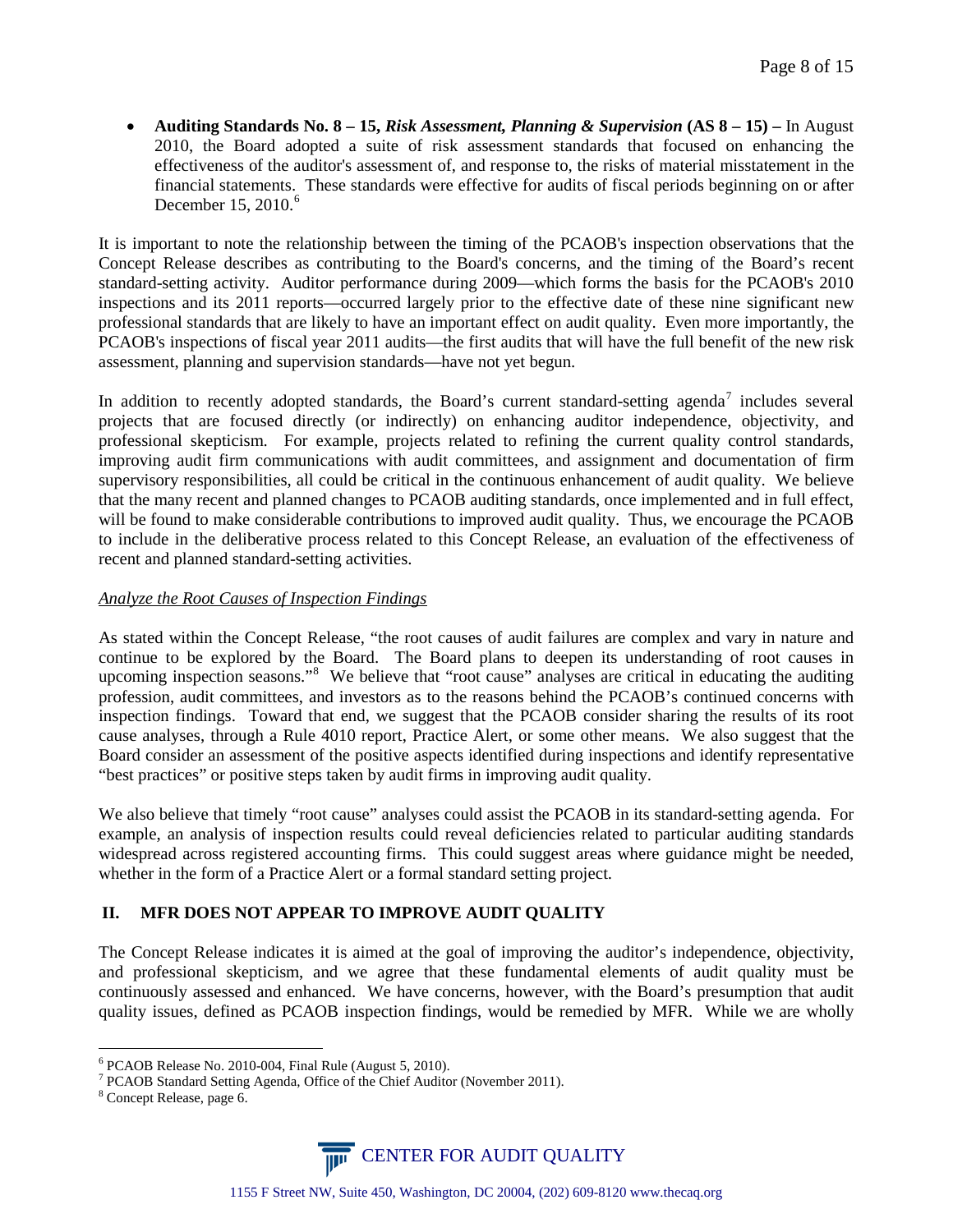- **Auditing Standards No. 8 – 15, *Risk Assessment, Planning & Supervision* (AS 8 – 15) –** In August 2010, the Board adopted a suite of risk assessment standards that focused on enhancing the effectiveness of the auditor's assessment of, and response to, the risks of material misstatement in the financial statements. These standards were effective for audits of fiscal periods beginning on or after December 15, 2010.[6]

It is important to note the relationship between the timing of the PCAOB's inspection observations that the Concept Release describes as contributing to the Board's concerns, and the timing of the Board's recent standard-setting activity. Auditor performance during 2009—which forms the basis for the PCAOB's 2010 inspections and its 2011 reports—occurred largely prior to the effective date of these nine significant new professional standards that are likely to have an important effect on audit quality. Even more importantly, the PCAOB's inspections of fiscal year 2011 audits—the first audits that will have the full benefit of the new risk assessment, planning and supervision standards—have not yet begun.

In addition to recently adopted standards, the Board's current standard-setting agenda[7] includes several projects that are focused directly (or indirectly) on enhancing auditor independence, objectivity, and professional skepticism. For example, projects related to refining the current quality control standards, improving audit firm communications with audit committees, and assignment and documentation of firm supervisory responsibilities, all could be critical in the continuous enhancement of audit quality. We believe that the many recent and planned changes to PCAOB auditing standards, once implemented and in full effect, will be found to make considerable contributions to improved audit quality. Thus, we encourage the PCAOB to include in the deliberative process related to this Concept Release, an evaluation of the effectiveness of recent and planned standard-setting activities.

*Analyze the Root Causes of Inspection Findings*

As stated within the Concept Release, "the root causes of audit failures are complex and vary in nature and continue to be explored by the Board. The Board plans to deepen its understanding of root causes in upcoming inspection seasons."[8] We believe that "root cause" analyses are critical in educating the auditing profession, audit committees, and investors as to the reasons behind the PCAOB's continued concerns with inspection findings. Toward that end, we suggest that the PCAOB consider sharing the results of its root cause analyses, through a Rule 4010 report, Practice Alert, or some other means. We also suggest that the Board consider an assessment of the positive aspects identified during inspections and identify representative "best practices" or positive steps taken by audit firms in improving audit quality.

We also believe that timely "root cause" analyses could assist the PCAOB in its standard-setting agenda. For example, an analysis of inspection results could reveal deficiencies related to particular auditing standards widespread across registered accounting firms. This could suggest areas where guidance might be needed, whether in the form of a Practice Alert or a formal standard setting project.

## II. MFR DOES NOT APPEAR TO IMPROVE AUDIT QUALITY

The Concept Release indicates it is aimed at the goal of improving the auditor's independence, objectivity, and professional skepticism, and we agree that these fundamental elements of audit quality must be continuously assessed and enhanced. We have concerns, however, with the Board's presumption that audit quality issues, defined as PCAOB inspection findings, would be remedied by MFR. While we are wholly

---

[6] PCAOB Release No. 2010-004, Final Rule (August 5, 2010).

[7] PCAOB Standard Setting Agenda, Office of the Chief Auditor (November 2011).

[8] Concept Release, page 6.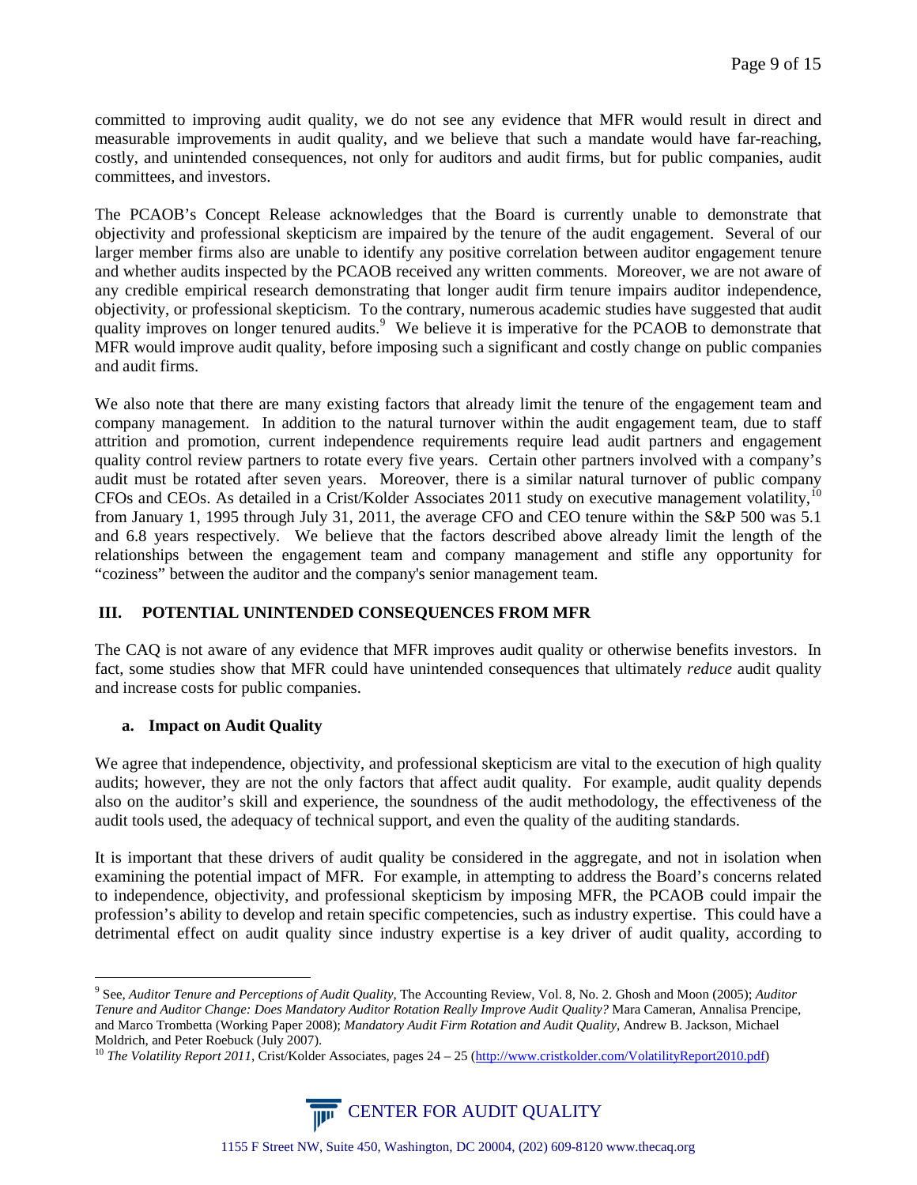committed to improving audit quality, we do not see any evidence that MFR would result in direct and measurable improvements in audit quality, and we believe that such a mandate would have far-reaching, costly, and unintended consequences, not only for auditors and audit firms, but for public companies, audit committees, and investors.

The PCAOB's Concept Release acknowledges that the Board is currently unable to demonstrate that objectivity and professional skepticism are impaired by the tenure of the audit engagement. Several of our larger member firms also are unable to identify any positive correlation between auditor engagement tenure and whether audits inspected by the PCAOB received any written comments. Moreover, we are not aware of any credible empirical research demonstrating that longer audit firm tenure impairs auditor independence, objectivity, or professional skepticism. To the contrary, numerous academic studies have suggested that audit quality improves on longer tenured audits.[9] We believe it is imperative for the PCAOB to demonstrate that MFR would improve audit quality, before imposing such a significant and costly change on public companies and audit firms.

We also note that there are many existing factors that already limit the tenure of the engagement team and company management. In addition to the natural turnover within the audit engagement team, due to staff attrition and promotion, current independence requirements require lead audit partners and engagement quality control review partners to rotate every five years. Certain other partners involved with a company's audit must be rotated after seven years. Moreover, there is a similar natural turnover of public company CFOs and CEOs. As detailed in a Crist/Kolder Associates 2011 study on executive management volatility,[10] from January 1, 1995 through July 31, 2011, the average CFO and CEO tenure within the S&P 500 was 5.1 and 6.8 years respectively. We believe that the factors described above already limit the length of the relationships between the engagement team and company management and stifle any opportunity for "coziness" between the auditor and the company's senior management team.

## III. POTENTIAL UNINTENDED CONSEQUENCES FROM MFR

The CAQ is not aware of any evidence that MFR improves audit quality or otherwise benefits investors. In fact, some studies show that MFR could have unintended consequences that ultimately *reduce* audit quality and increase costs for public companies.

### a. Impact on Audit Quality

We agree that independence, objectivity, and professional skepticism are vital to the execution of high quality audits; however, they are not the only factors that affect audit quality. For example, audit quality depends also on the auditor's skill and experience, the soundness of the audit methodology, the effectiveness of the audit tools used, the adequacy of technical support, and even the quality of the auditing standards.

It is important that these drivers of audit quality be considered in the aggregate, and not in isolation when examining the potential impact of MFR. For example, in attempting to address the Board's concerns related to independence, objectivity, and professional skepticism by imposing MFR, the PCAOB could impair the profession's ability to develop and retain specific competencies, such as industry expertise. This could have a detrimental effect on audit quality since industry expertise is a key driver of audit quality, according to

---

[9] See, *Auditor Tenure and Perceptions of Audit Quality*, The Accounting Review, Vol. 8, No. 2. Ghosh and Moon (2005); *Auditor Tenure and Auditor Change: Does Mandatory Auditor Rotation Really Improve Audit Quality?* Mara Cameran, Annalisa Prencipe, and Marco Trombetta (Working Paper 2008); *Mandatory Audit Firm Rotation and Audit Quality*, Andrew B. Jackson, Michael Moldrich, and Peter Roebuck (July 2007).

[10] *The Volatility Report 2011*, Crist/Kolder Associates, pages 24 – 25 (http://www.cristkolder.com/VolatilityReport2010.pdf)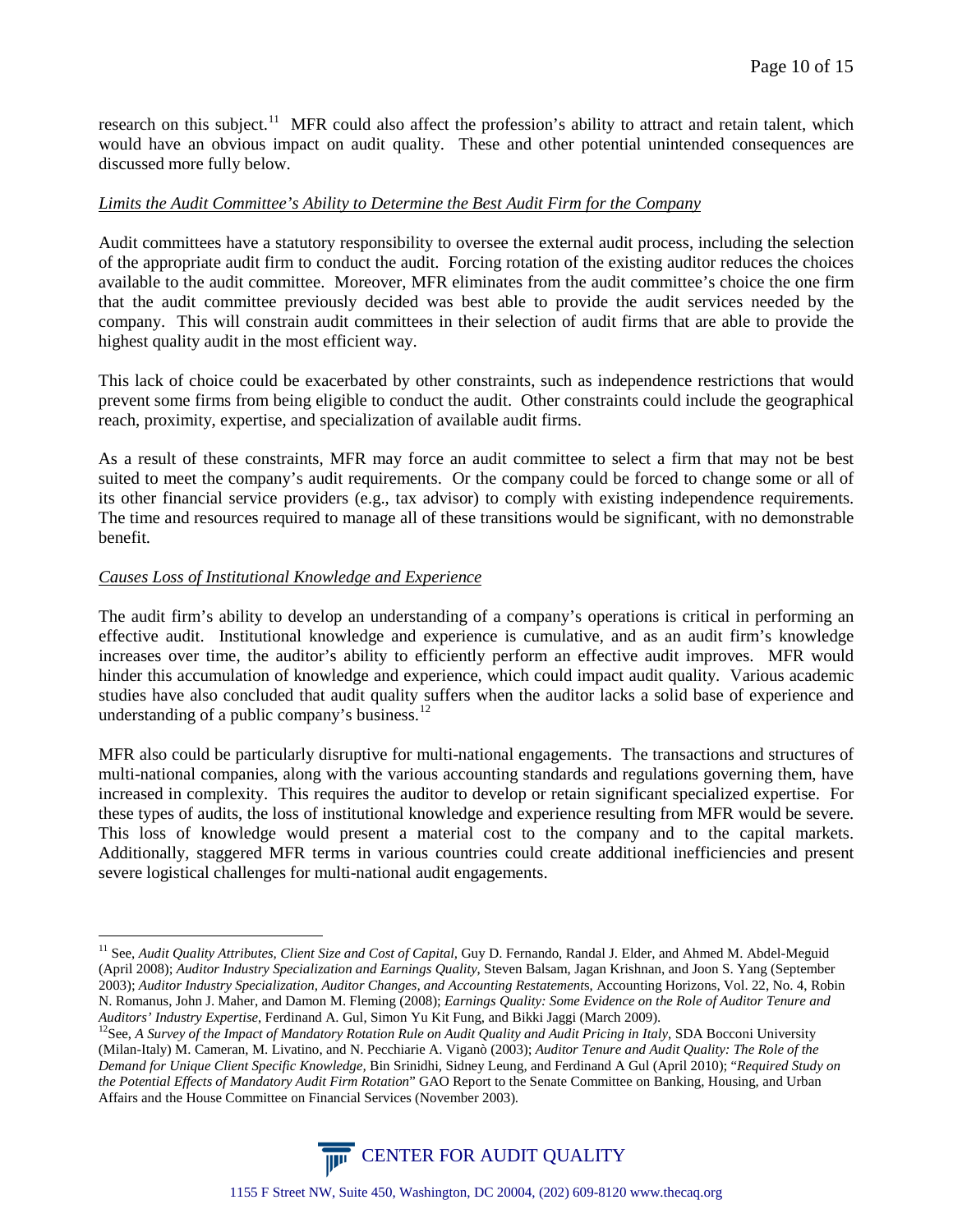research on this subject.[11] MFR could also affect the profession's ability to attract and retain talent, which would have an obvious impact on audit quality. These and other potential unintended consequences are discussed more fully below.

*Limits the Audit Committee's Ability to Determine the Best Audit Firm for the Company*

Audit committees have a statutory responsibility to oversee the external audit process, including the selection of the appropriate audit firm to conduct the audit. Forcing rotation of the existing auditor reduces the choices available to the audit committee. Moreover, MFR eliminates from the audit committee's choice the one firm that the audit committee previously decided was best able to provide the audit services needed by the company. This will constrain audit committees in their selection of audit firms that are able to provide the highest quality audit in the most efficient way.

This lack of choice could be exacerbated by other constraints, such as independence restrictions that would prevent some firms from being eligible to conduct the audit. Other constraints could include the geographical reach, proximity, expertise, and specialization of available audit firms.

As a result of these constraints, MFR may force an audit committee to select a firm that may not be best suited to meet the company's audit requirements. Or the company could be forced to change some or all of its other financial service providers (e.g., tax advisor) to comply with existing independence requirements. The time and resources required to manage all of these transitions would be significant, with no demonstrable benefit.

*Causes Loss of Institutional Knowledge and Experience*

The audit firm's ability to develop an understanding of a company's operations is critical in performing an effective audit. Institutional knowledge and experience is cumulative, and as an audit firm's knowledge increases over time, the auditor's ability to efficiently perform an effective audit improves. MFR would hinder this accumulation of knowledge and experience, which could impact audit quality. Various academic studies have also concluded that audit quality suffers when the auditor lacks a solid base of experience and understanding of a public company's business.[12]

MFR also could be particularly disruptive for multi-national engagements. The transactions and structures of multi-national companies, along with the various accounting standards and regulations governing them, have increased in complexity. This requires the auditor to develop or retain significant specialized expertise. For these types of audits, the loss of institutional knowledge and experience resulting from MFR would be severe. This loss of knowledge would present a material cost to the company and to the capital markets. Additionally, staggered MFR terms in various countries could create additional inefficiencies and present severe logistical challenges for multi-national audit engagements.

---

[11] See, *Audit Quality Attributes, Client Size and Cost of Capital,* Guy D. Fernando, Randal J. Elder, and Ahmed M. Abdel-Meguid (April 2008); *Auditor Industry Specialization and Earnings Quality*, Steven Balsam, Jagan Krishnan, and Joon S. Yang (September 2003); *Auditor Industry Specialization, Auditor Changes, and Accounting Restatements*, Accounting Horizons, Vol. 22, No. 4, Robin N. Romanus, John J. Maher, and Damon M. Fleming (2008); *Earnings Quality: Some Evidence on the Role of Auditor Tenure and Auditors' Industry Expertise*, Ferdinand A. Gul, Simon Yu Kit Fung, and Bikki Jaggi (March 2009).

[12] See, *A Survey of the Impact of Mandatory Rotation Rule on Audit Quality and Audit Pricing in Italy*, SDA Bocconi University (Milan-Italy) M. Cameran, M. Livatino, and N. Pecchiarie A. Viganò (2003); *Auditor Tenure and Audit Quality: The Role of the Demand for Unique Client Specific Knowledge*, Bin Srinidhi, Sidney Leung, and Ferdinand A Gul (April 2010); "*Required Study on the Potential Effects of Mandatory Audit Firm Rotation*" GAO Report to the Senate Committee on Banking, Housing, and Urban Affairs and the House Committee on Financial Services (November 2003).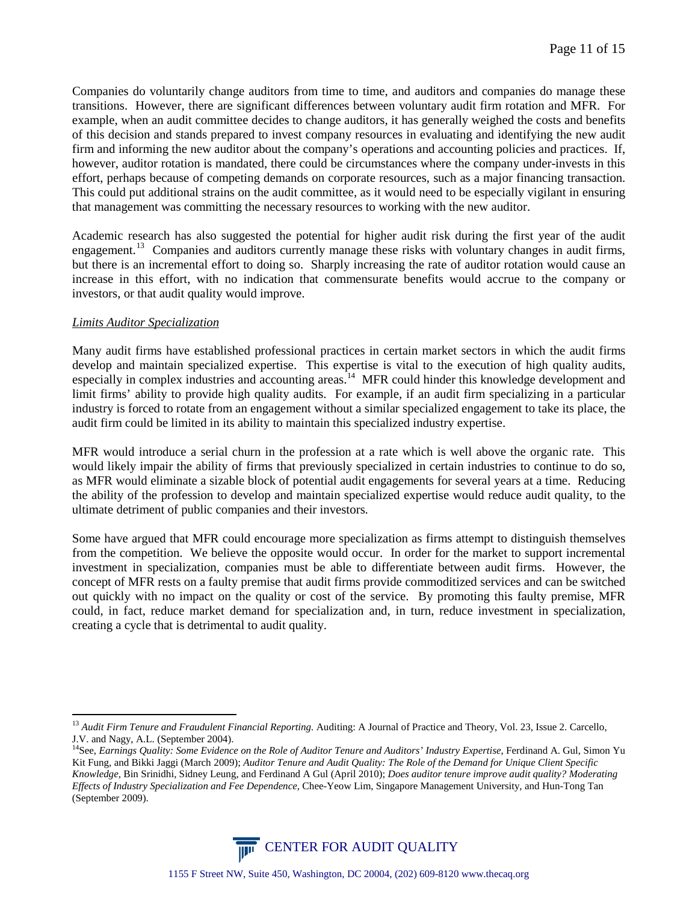Companies do voluntarily change auditors from time to time, and auditors and companies do manage these transitions. However, there are significant differences between voluntary audit firm rotation and MFR. For example, when an audit committee decides to change auditors, it has generally weighed the costs and benefits of this decision and stands prepared to invest company resources in evaluating and identifying the new audit firm and informing the new auditor about the company's operations and accounting policies and practices. If, however, auditor rotation is mandated, there could be circumstances where the company under-invests in this effort, perhaps because of competing demands on corporate resources, such as a major financing transaction. This could put additional strains on the audit committee, as it would need to be especially vigilant in ensuring that management was committing the necessary resources to working with the new auditor.

Academic research has also suggested the potential for higher audit risk during the first year of the audit engagement.[13] Companies and auditors currently manage these risks with voluntary changes in audit firms, but there is an incremental effort to doing so. Sharply increasing the rate of auditor rotation would cause an increase in this effort, with no indication that commensurate benefits would accrue to the company or investors, or that audit quality would improve.

*Limits Auditor Specialization*

Many audit firms have established professional practices in certain market sectors in which the audit firms develop and maintain specialized expertise. This expertise is vital to the execution of high quality audits, especially in complex industries and accounting areas.[14] MFR could hinder this knowledge development and limit firms' ability to provide high quality audits. For example, if an audit firm specializing in a particular industry is forced to rotate from an engagement without a similar specialized engagement to take its place, the audit firm could be limited in its ability to maintain this specialized industry expertise.

MFR would introduce a serial churn in the profession at a rate which is well above the organic rate. This would likely impair the ability of firms that previously specialized in certain industries to continue to do so, as MFR would eliminate a sizable block of potential audit engagements for several years at a time. Reducing the ability of the profession to develop and maintain specialized expertise would reduce audit quality, to the ultimate detriment of public companies and their investors.

Some have argued that MFR could encourage more specialization as firms attempt to distinguish themselves from the competition. We believe the opposite would occur. In order for the market to support incremental investment in specialization, companies must be able to differentiate between audit firms. However, the concept of MFR rests on a faulty premise that audit firms provide commoditized services and can be switched out quickly with no impact on the quality or cost of the service. By promoting this faulty premise, MFR could, in fact, reduce market demand for specialization and, in turn, reduce investment in specialization, creating a cycle that is detrimental to audit quality.

---

[13] *Audit Firm Tenure and Fraudulent Financial Reporting.* Auditing: A Journal of Practice and Theory, Vol. 23, Issue 2. Carcello, J.V. and Nagy, A.L. (September 2004).

[14] See, *Earnings Quality: Some Evidence on the Role of Auditor Tenure and Auditors' Industry Expertise,* Ferdinand A. Gul, Simon Yu Kit Fung, and Bikki Jaggi (March 2009); *Auditor Tenure and Audit Quality: The Role of the Demand for Unique Client Specific Knowledge,* Bin Srinidhi, Sidney Leung, and Ferdinand A Gul (April 2010); *Does auditor tenure improve audit quality? Moderating Effects of Industry Specialization and Fee Dependence,* Chee-Yeow Lim, Singapore Management University, and Hun-Tong Tan (September 2009).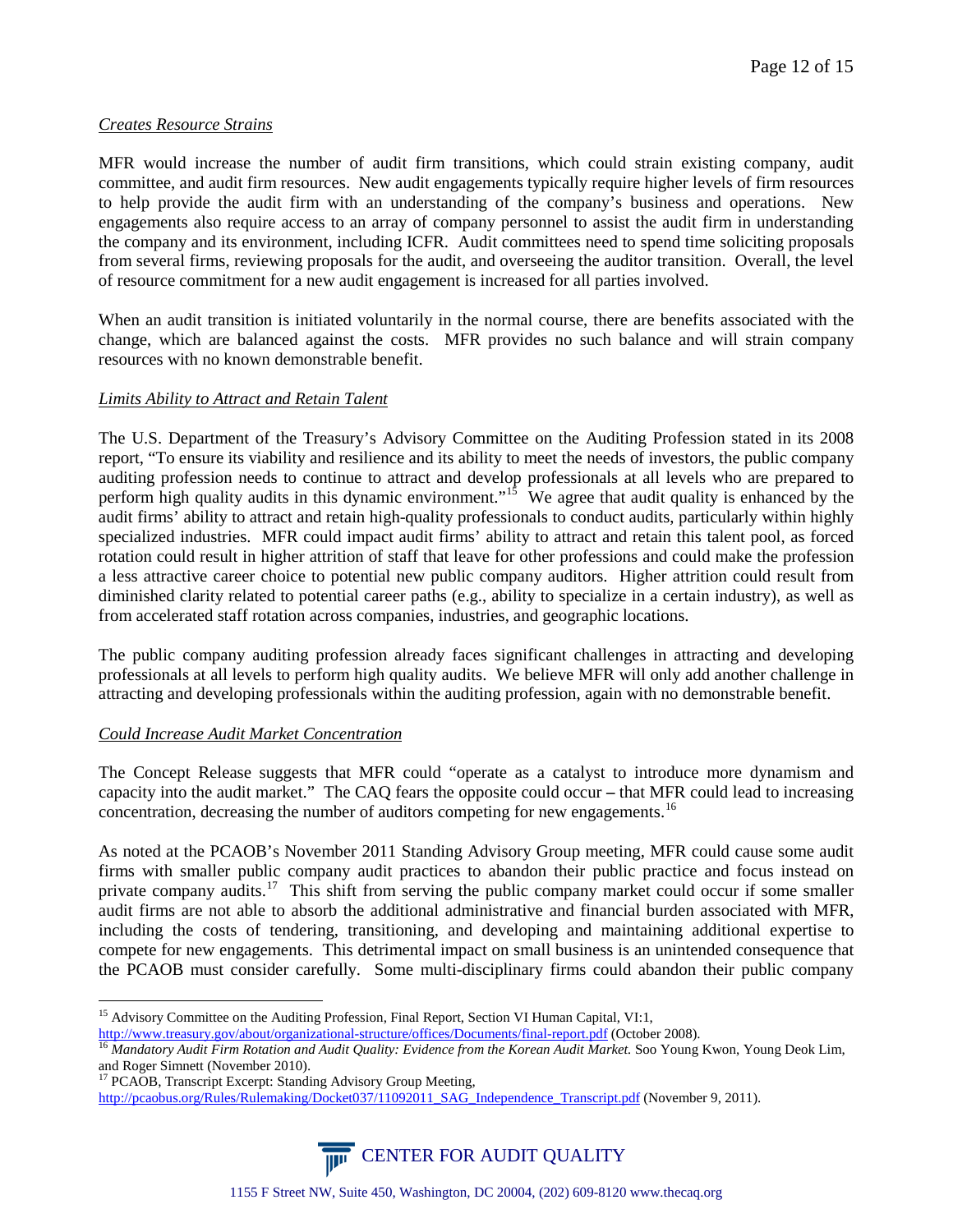*Creates Resource Strains*

MFR would increase the number of audit firm transitions, which could strain existing company, audit committee, and audit firm resources. New audit engagements typically require higher levels of firm resources to help provide the audit firm with an understanding of the company's business and operations. New engagements also require access to an array of company personnel to assist the audit firm in understanding the company and its environment, including ICFR. Audit committees need to spend time soliciting proposals from several firms, reviewing proposals for the audit, and overseeing the auditor transition. Overall, the level of resource commitment for a new audit engagement is increased for all parties involved.

When an audit transition is initiated voluntarily in the normal course, there are benefits associated with the change, which are balanced against the costs. MFR provides no such balance and will strain company resources with no known demonstrable benefit.

*Limits Ability to Attract and Retain Talent*

The U.S. Department of the Treasury's Advisory Committee on the Auditing Profession stated in its 2008 report, "To ensure its viability and resilience and its ability to meet the needs of investors, the public company auditing profession needs to continue to attract and develop professionals at all levels who are prepared to perform high quality audits in this dynamic environment."[15] We agree that audit quality is enhanced by the audit firms' ability to attract and retain high-quality professionals to conduct audits, particularly within highly specialized industries. MFR could impact audit firms' ability to attract and retain this talent pool, as forced rotation could result in higher attrition of staff that leave for other professions and could make the profession a less attractive career choice to potential new public company auditors. Higher attrition could result from diminished clarity related to potential career paths (e.g., ability to specialize in a certain industry), as well as from accelerated staff rotation across companies, industries, and geographic locations.

The public company auditing profession already faces significant challenges in attracting and developing professionals at all levels to perform high quality audits. We believe MFR will only add another challenge in attracting and developing professionals within the auditing profession, again with no demonstrable benefit.

*Could Increase Audit Market Concentration*

The Concept Release suggests that MFR could "operate as a catalyst to introduce more dynamism and capacity into the audit market." The CAQ fears the opposite could occur – that MFR could lead to increasing concentration, decreasing the number of auditors competing for new engagements.[16]

As noted at the PCAOB's November 2011 Standing Advisory Group meeting, MFR could cause some audit firms with smaller public company audit practices to abandon their public practice and focus instead on private company audits.[17] This shift from serving the public company market could occur if some smaller audit firms are not able to absorb the additional administrative and financial burden associated with MFR, including the costs of tendering, transitioning, and developing and maintaining additional expertise to compete for new engagements. This detrimental impact on small business is an unintended consequence that the PCAOB must consider carefully. Some multi-disciplinary firms could abandon their public company

---

[15] Advisory Committee on the Auditing Profession, Final Report, Section VI Human Capital, VI:1, http://www.treasury.gov/about/organizational-structure/offices/Documents/final-report.pdf (October 2008).

[16] *Mandatory Audit Firm Rotation and Audit Quality: Evidence from the Korean Audit Market.* Soo Young Kwon, Young Deok Lim, and Roger Simnett (November 2010).

[17] PCAOB, Transcript Excerpt: Standing Advisory Group Meeting, http://pcaobus.org/Rules/Rulemaking/Docket037/11092011_SAG_Independence_Transcript.pdf (November 9, 2011).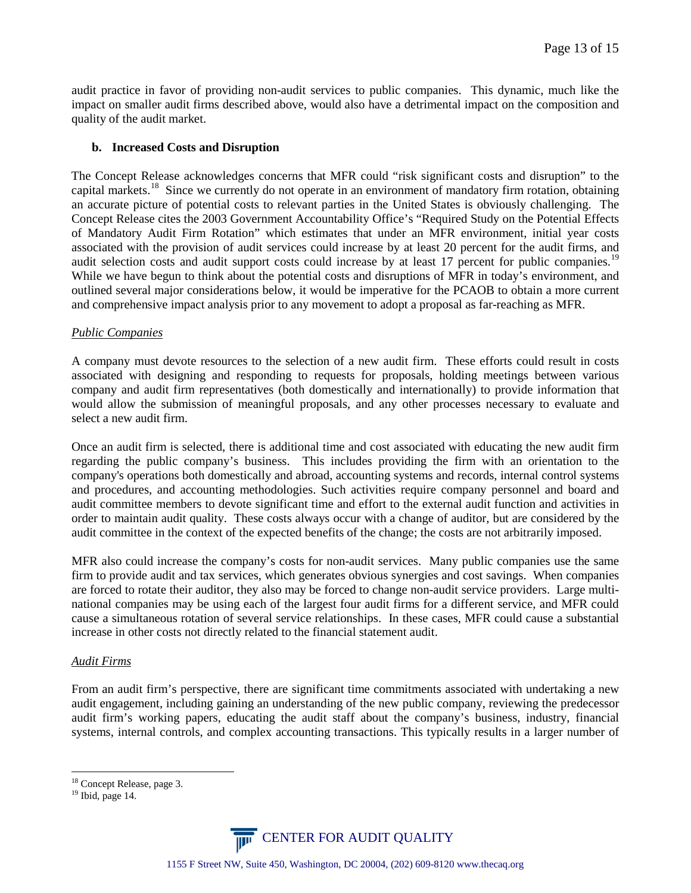audit practice in favor of providing non-audit services to public companies. This dynamic, much like the impact on smaller audit firms described above, would also have a detrimental impact on the composition and quality of the audit market.

### b. Increased Costs and Disruption

The Concept Release acknowledges concerns that MFR could "risk significant costs and disruption" to the capital markets.[18] Since we currently do not operate in an environment of mandatory firm rotation, obtaining an accurate picture of potential costs to relevant parties in the United States is obviously challenging. The Concept Release cites the 2003 Government Accountability Office's "Required Study on the Potential Effects of Mandatory Audit Firm Rotation" which estimates that under an MFR environment, initial year costs associated with the provision of audit services could increase by at least 20 percent for the audit firms, and audit selection costs and audit support costs could increase by at least 17 percent for public companies.[19] While we have begun to think about the potential costs and disruptions of MFR in today's environment, and outlined several major considerations below, it would be imperative for the PCAOB to obtain a more current and comprehensive impact analysis prior to any movement to adopt a proposal as far-reaching as MFR.

*Public Companies*

A company must devote resources to the selection of a new audit firm. These efforts could result in costs associated with designing and responding to requests for proposals, holding meetings between various company and audit firm representatives (both domestically and internationally) to provide information that would allow the submission of meaningful proposals, and any other processes necessary to evaluate and select a new audit firm.

Once an audit firm is selected, there is additional time and cost associated with educating the new audit firm regarding the public company's business. This includes providing the firm with an orientation to the company's operations both domestically and abroad, accounting systems and records, internal control systems and procedures, and accounting methodologies. Such activities require company personnel and board and audit committee members to devote significant time and effort to the external audit function and activities in order to maintain audit quality. These costs always occur with a change of auditor, but are considered by the audit committee in the context of the expected benefits of the change; the costs are not arbitrarily imposed.

MFR also could increase the company's costs for non-audit services. Many public companies use the same firm to provide audit and tax services, which generates obvious synergies and cost savings. When companies are forced to rotate their auditor, they also may be forced to change non-audit service providers. Large multi-national companies may be using each of the largest four audit firms for a different service, and MFR could cause a simultaneous rotation of several service relationships. In these cases, MFR could cause a substantial increase in other costs not directly related to the financial statement audit.

*Audit Firms*

From an audit firm's perspective, there are significant time commitments associated with undertaking a new audit engagement, including gaining an understanding of the new public company, reviewing the predecessor audit firm's working papers, educating the audit staff about the company's business, industry, financial systems, internal controls, and complex accounting transactions. This typically results in a larger number of

---

[18] Concept Release, page 3.

[19] Ibid, page 14.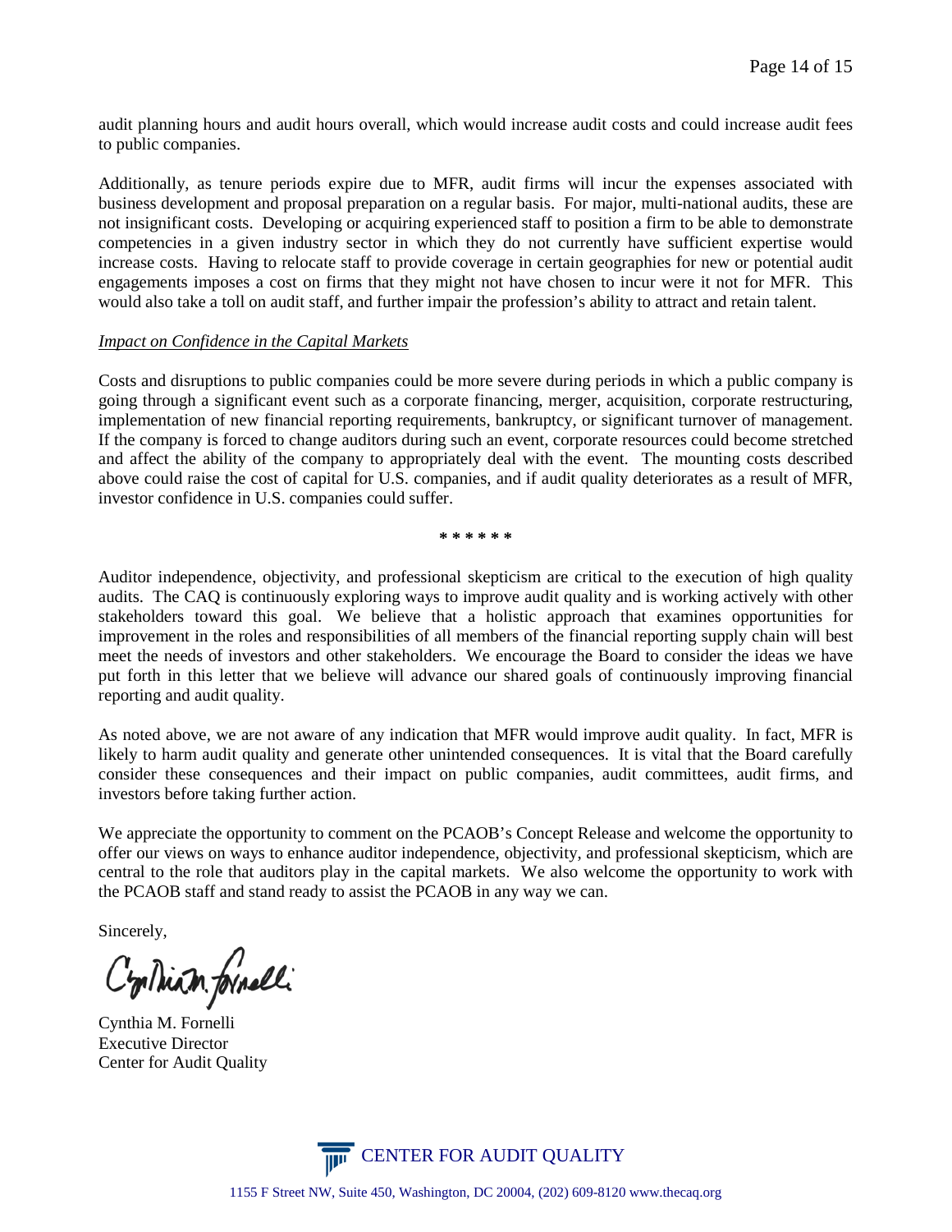audit planning hours and audit hours overall, which would increase audit costs and could increase audit fees to public companies.

Additionally, as tenure periods expire due to MFR, audit firms will incur the expenses associated with business development and proposal preparation on a regular basis. For major, multi-national audits, these are not insignificant costs. Developing or acquiring experienced staff to position a firm to be able to demonstrate competencies in a given industry sector in which they do not currently have sufficient expertise would increase costs. Having to relocate staff to provide coverage in certain geographies for new or potential audit engagements imposes a cost on firms that they might not have chosen to incur were it not for MFR. This would also take a toll on audit staff, and further impair the profession's ability to attract and retain talent.

*Impact on Confidence in the Capital Markets*

Costs and disruptions to public companies could be more severe during periods in which a public company is going through a significant event such as a corporate financing, merger, acquisition, corporate restructuring, implementation of new financial reporting requirements, bankruptcy, or significant turnover of management. If the company is forced to change auditors during such an event, corporate resources could become stretched and affect the ability of the company to appropriately deal with the event. The mounting costs described above could raise the cost of capital for U.S. companies, and if audit quality deteriorates as a result of MFR, investor confidence in U.S. companies could suffer.

\* \* \* \* \* \*

Auditor independence, objectivity, and professional skepticism are critical to the execution of high quality audits. The CAQ is continuously exploring ways to improve audit quality and is working actively with other stakeholders toward this goal. We believe that a holistic approach that examines opportunities for improvement in the roles and responsibilities of all members of the financial reporting supply chain will best meet the needs of investors and other stakeholders. We encourage the Board to consider the ideas we have put forth in this letter that we believe will advance our shared goals of continuously improving financial reporting and audit quality.

As noted above, we are not aware of any indication that MFR would improve audit quality. In fact, MFR is likely to harm audit quality and generate other unintended consequences. It is vital that the Board carefully consider these consequences and their impact on public companies, audit committees, audit firms, and investors before taking further action.

We appreciate the opportunity to comment on the PCAOB's Concept Release and welcome the opportunity to offer our views on ways to enhance auditor independence, objectivity, and professional skepticism, which are central to the role that auditors play in the capital markets. We also welcome the opportunity to work with the PCAOB staff and stand ready to assist the PCAOB in any way we can.

Sincerely,

Cynthia M. Fornelli
Executive Director
Center for Audit Quality

CENTER FOR AUDIT QUALITY

1155 F Street NW, Suite 450, Washington, DC 20004, (202) 609-8120 www.thecaq.org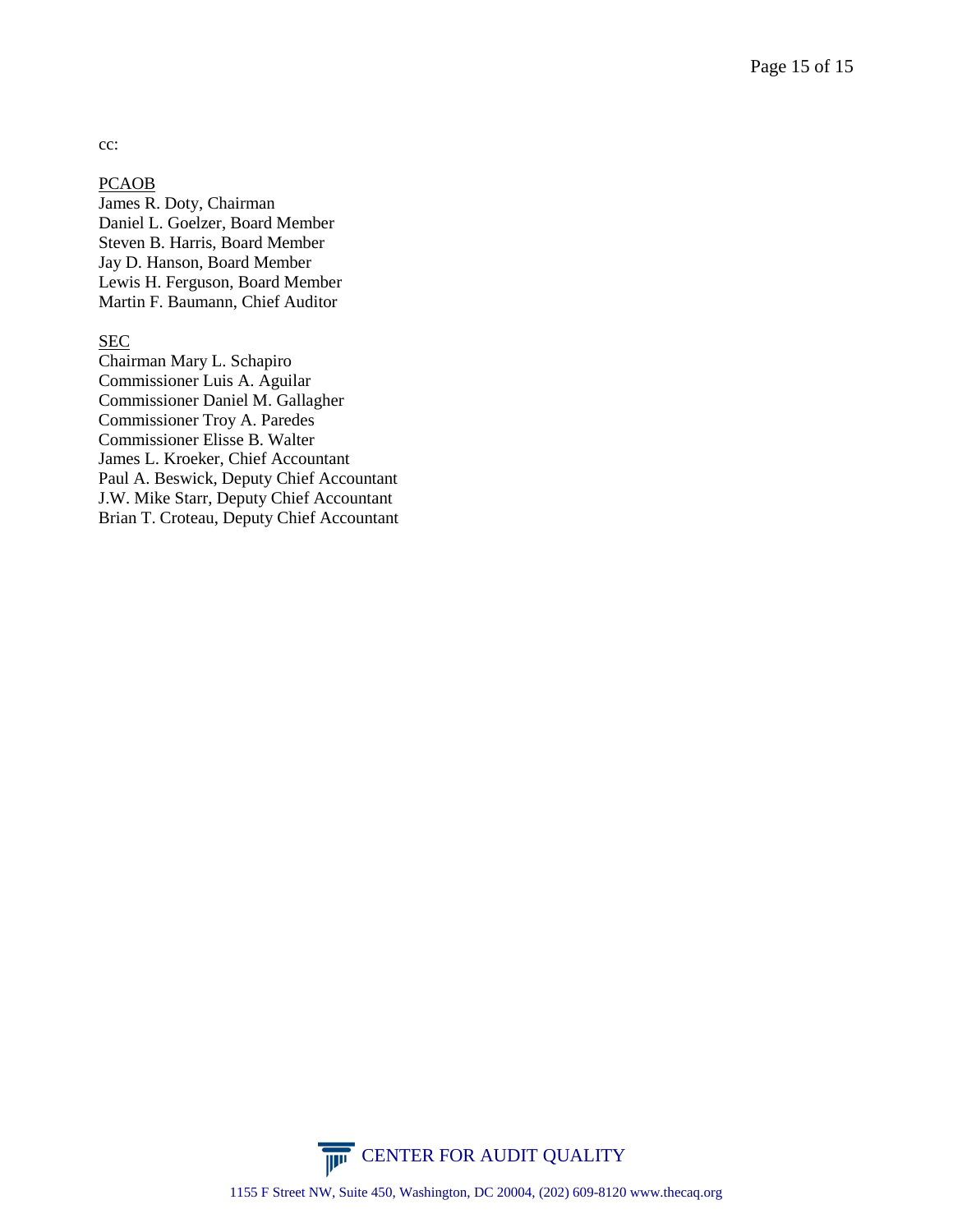cc:

PCAOB
James R. Doty, Chairman
Daniel L. Goelzer, Board Member
Steven B. Harris, Board Member
Jay D. Hanson, Board Member
Lewis H. Ferguson, Board Member
Martin F. Baumann, Chief Auditor

SEC
Chairman Mary L. Schapiro
Commissioner Luis A. Aguilar
Commissioner Daniel M. Gallagher
Commissioner Troy A. Paredes
Commissioner Elisse B. Walter
James L. Kroeker, Chief Accountant
Paul A. Beswick, Deputy Chief Accountant
J.W. Mike Starr, Deputy Chief Accountant
Brian T. Croteau, Deputy Chief Accountant